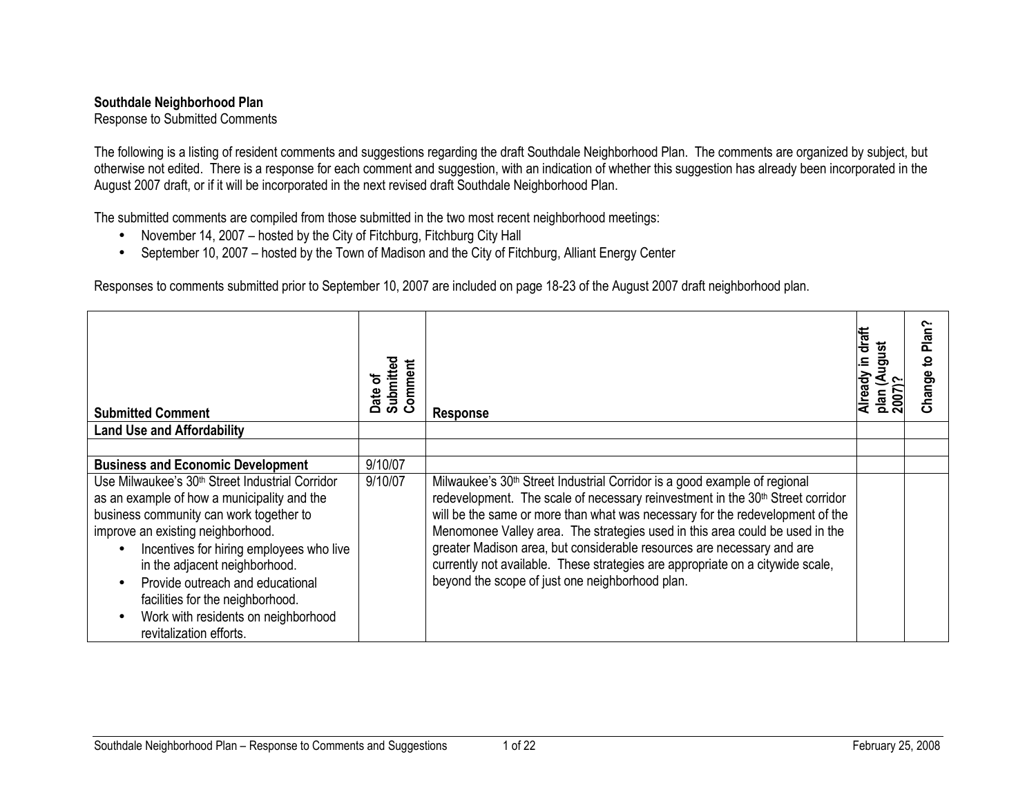**Southdale Neighborhood Plan**
Response to Submitted Comments

The following is a listing of resident comments and suggestions regarding the draft Southdale Neighborhood Plan. The comments are organized by subject, but otherwise not edited. There is a response for each comment and suggestion, with an indication of whether this suggestion has already been incorporated in the August 2007 draft, or if it will be incorporated in the next revised draft Southdale Neighborhood Plan.

The submitted comments are compiled from those submitted in the two most recent neighborhood meetings:

- November 14, 2007 – hosted by the City of Fitchburg, Fitchburg City Hall
- September 10, 2007 – hosted by the Town of Madison and the City of Fitchburg, Alliant Energy Center

Responses to comments submitted prior to September 10, 2007 are included on page 18-23 of the August 2007 draft neighborhood plan.

| Submitted Comment | Date of Submitted Comment | Response | Already in draft plan (August 2007)? | Change to Plan? |
|---|---|---|---|---|
| **Land Use and Affordability** | | | | |
| | | | | |
| **Business and Economic Development** | 9/10/07 | | | |
| Use Milwaukee's 30th Street Industrial Corridor as an example of how a municipality and the business community can work together to improve an existing neighborhood.<br>• Incentives for hiring employees who live in the adjacent neighborhood.<br>• Provide outreach and educational facilities for the neighborhood.<br>• Work with residents on neighborhood revitalization efforts. | 9/10/07 | Milwaukee's 30th Street Industrial Corridor is a good example of regional redevelopment. The scale of necessary reinvestment in the 30th Street corridor will be the same or more than what was necessary for the redevelopment of the Menomonee Valley area. The strategies used in this area could be used in the greater Madison area, but considerable resources are necessary and are currently not available. These strategies are appropriate on a citywide scale, beyond the scope of just one neighborhood plan. | | |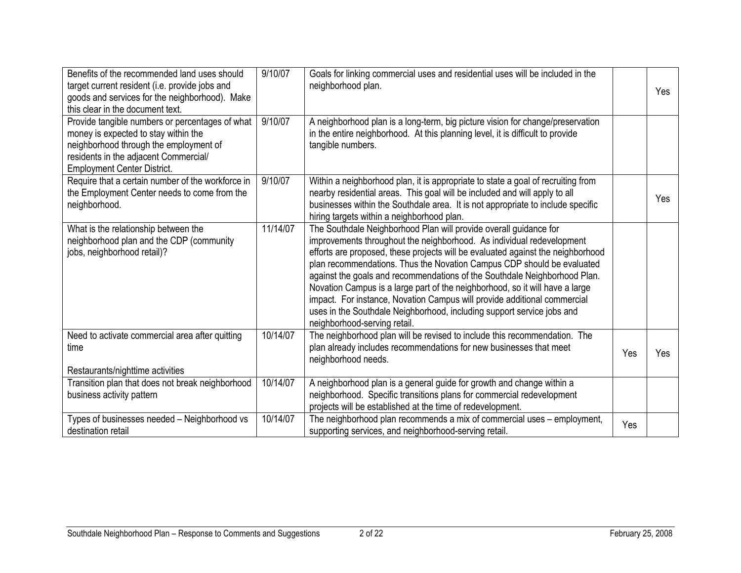| | | | | |
|---|---|---|---|---|
| Benefits of the recommended land uses should target current resident (i.e. provide jobs and goods and services for the neighborhood). Make this clear in the document text. | 9/10/07 | Goals for linking commercial uses and residential uses will be included in the neighborhood plan. | | Yes |
| Provide tangible numbers or percentages of what money is expected to stay within the neighborhood through the employment of residents in the adjacent Commercial/ Employment Center District. | 9/10/07 | A neighborhood plan is a long-term, big picture vision for change/preservation in the entire neighborhood. At this planning level, it is difficult to provide tangible numbers. | | |
| Require that a certain number of the workforce in the Employment Center needs to come from the neighborhood. | 9/10/07 | Within a neighborhood plan, it is appropriate to state a goal of recruiting from nearby residential areas. This goal will be included and will apply to all businesses within the Southdale area. It is not appropriate to include specific hiring targets within a neighborhood plan. | | Yes |
| What is the relationship between the neighborhood plan and the CDP (community jobs, neighborhood retail)? | 11/14/07 | The Southdale Neighborhood Plan will provide overall guidance for improvements throughout the neighborhood. As individual redevelopment efforts are proposed, these projects will be evaluated against the neighborhood plan recommendations. Thus the Novation Campus CDP should be evaluated against the goals and recommendations of the Southdale Neighborhood Plan. Novation Campus is a large part of the neighborhood, so it will have a large impact. For instance, Novation Campus will provide additional commercial uses in the Southdale Neighborhood, including support service jobs and neighborhood-serving retail. | | |
| Need to activate commercial area after quitting time<br><br>Restaurants/nighttime activities | 10/14/07 | The neighborhood plan will be revised to include this recommendation. The plan already includes recommendations for new businesses that meet neighborhood needs. | Yes | Yes |
| Transition plan that does not break neighborhood business activity pattern | 10/14/07 | A neighborhood plan is a general guide for growth and change within a neighborhood. Specific transitions plans for commercial redevelopment projects will be established at the time of redevelopment. | | |
| Types of businesses needed – Neighborhood vs destination retail | 10/14/07 | The neighborhood plan recommends a mix of commercial uses – employment, supporting services, and neighborhood-serving retail. | Yes | |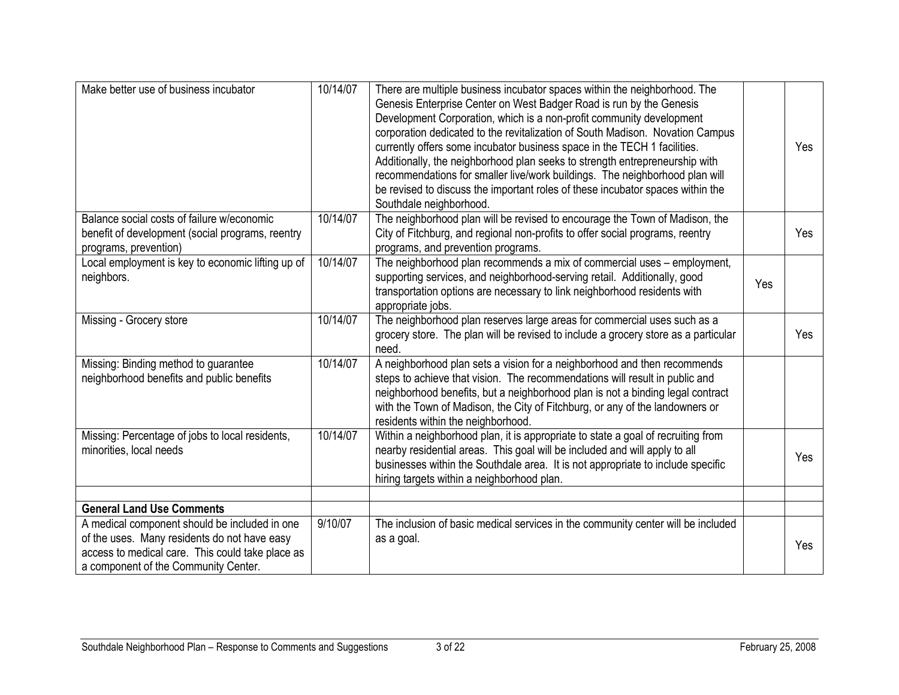| | | | | |
|---|---|---|---|---|
| Make better use of business incubator | 10/14/07 | There are multiple business incubator spaces within the neighborhood. The Genesis Enterprise Center on West Badger Road is run by the Genesis Development Corporation, which is a non-profit community development corporation dedicated to the revitalization of South Madison. Novation Campus currently offers some incubator business space in the TECH 1 facilities. Additionally, the neighborhood plan seeks to strength entrepreneurship with recommendations for smaller live/work buildings. The neighborhood plan will be revised to discuss the important roles of these incubator spaces within the Southdale neighborhood. | | Yes |
| Balance social costs of failure w/economic benefit of development (social programs, reentry programs, prevention) | 10/14/07 | The neighborhood plan will be revised to encourage the Town of Madison, the City of Fitchburg, and regional non-profits to offer social programs, reentry programs, and prevention programs. | | Yes |
| Local employment is key to economic lifting up of neighbors. | 10/14/07 | The neighborhood plan recommends a mix of commercial uses – employment, supporting services, and neighborhood-serving retail. Additionally, good transportation options are necessary to link neighborhood residents with appropriate jobs. | Yes | |
| Missing - Grocery store | 10/14/07 | The neighborhood plan reserves large areas for commercial uses such as a grocery store. The plan will be revised to include a grocery store as a particular need. | | Yes |
| Missing: Binding method to guarantee neighborhood benefits and public benefits | 10/14/07 | A neighborhood plan sets a vision for a neighborhood and then recommends steps to achieve that vision. The recommendations will result in public and neighborhood benefits, but a neighborhood plan is not a binding legal contract with the Town of Madison, the City of Fitchburg, or any of the landowners or residents within the neighborhood. | | |
| Missing: Percentage of jobs to local residents, minorities, local needs | 10/14/07 | Within a neighborhood plan, it is appropriate to state a goal of recruiting from nearby residential areas. This goal will be included and will apply to all businesses within the Southdale area. It is not appropriate to include specific hiring targets within a neighborhood plan. | | Yes |
| | | | | |
| **General Land Use Comments** | | | | |
| A medical component should be included in one of the uses. Many residents do not have easy access to medical care. This could take place as a component of the Community Center. | 9/10/07 | The inclusion of basic medical services in the community center will be included as a goal. | | Yes |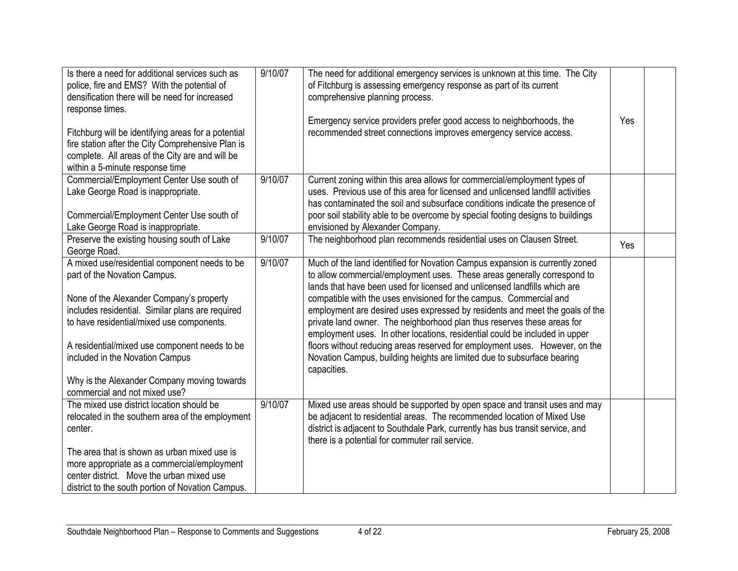| | | | | |
|---|---|---|---|---|
| Is there a need for additional services such as police, fire and EMS? With the potential of densification there will be need for increased response times.<br><br>Fitchburg will be identifying areas for a potential fire station after the City Comprehensive Plan is complete. All areas of the City are and will be within a 5-minute response time | 9/10/07 | The need for additional emergency services is unknown at this time. The City of Fitchburg is assessing emergency response as part of its current comprehensive planning process.<br><br>Emergency service providers prefer good access to neighborhoods, the recommended street connections improves emergency service access. | Yes | |
| Commercial/Employment Center Use south of Lake George Road is inappropriate.<br><br>Commercial/Employment Center Use south of Lake George Road is inappropriate. | 9/10/07 | Current zoning within this area allows for commercial/employment types of uses. Previous use of this area for licensed and unlicensed landfill activities has contaminated the soil and subsurface conditions indicate the presence of poor soil stability able to be overcome by special footing designs to buildings envisioned by Alexander Company. | | |
| Preserve the existing housing south of Lake George Road. | 9/10/07 | The neighborhood plan recommends residential uses on Clausen Street. | Yes | |
| A mixed use/residential component needs to be part of the Novation Campus.<br><br>None of the Alexander Company's property includes residential. Similar plans are required to have residential/mixed use components.<br><br>A residential/mixed use component needs to be included in the Novation Campus<br><br>Why is the Alexander Company moving towards commercial and not mixed use? | 9/10/07 | Much of the land identified for Novation Campus expansion is currently zoned to allow commercial/employment uses. These areas generally correspond to lands that have been used for licensed and unlicensed landfills which are compatible with the uses envisioned for the campus. Commercial and employment are desired uses expressed by residents and meet the goals of the private land owner. The neighborhood plan thus reserves these areas for employment uses. In other locations, residential could be included in upper floors without reducing areas reserved for employment uses. However, on the Novation Campus, building heights are limited due to subsurface bearing capacities. | | |
| The mixed use district location should be relocated in the southern area of the employment center.<br><br>The area that is shown as urban mixed use is more appropriate as a commercial/employment center district. Move the urban mixed use district to the south portion of Novation Campus. | 9/10/07 | Mixed use areas should be supported by open space and transit uses and may be adjacent to residential areas. The recommended location of Mixed Use district is adjacent to Southdale Park, currently has bus transit service, and there is a potential for commuter rail service. | | |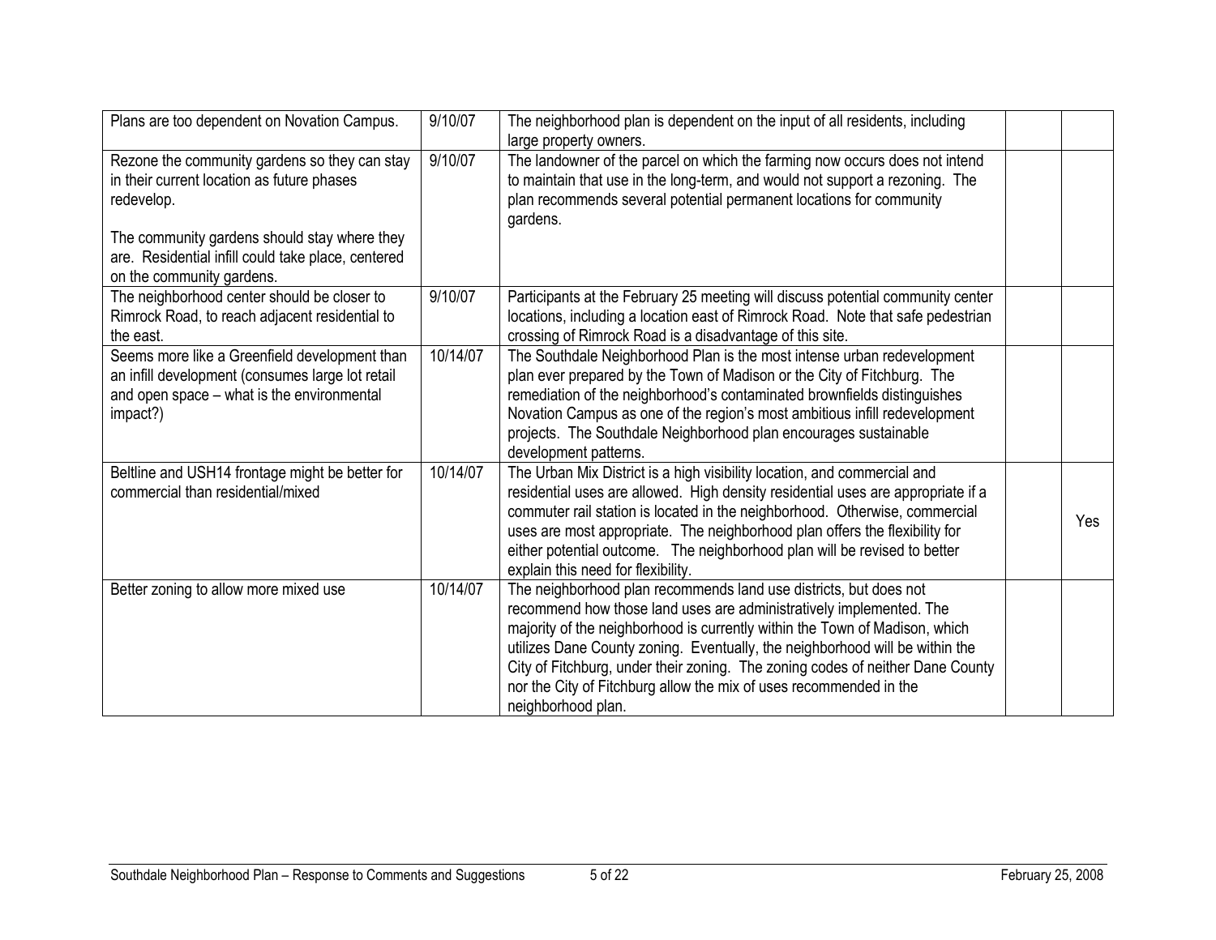| | | | | |
|---|---|---|---|---|
| Plans are too dependent on Novation Campus. | 9/10/07 | The neighborhood plan is dependent on the input of all residents, including large property owners. | | |
| Rezone the community gardens so they can stay in their current location as future phases redevelop.<br><br>The community gardens should stay where they are. Residential infill could take place, centered on the community gardens. | 9/10/07 | The landowner of the parcel on which the farming now occurs does not intend to maintain that use in the long-term, and would not support a rezoning. The plan recommends several potential permanent locations for community gardens. | | |
| The neighborhood center should be closer to Rimrock Road, to reach adjacent residential to the east. | 9/10/07 | Participants at the February 25 meeting will discuss potential community center locations, including a location east of Rimrock Road. Note that safe pedestrian crossing of Rimrock Road is a disadvantage of this site. | | |
| Seems more like a Greenfield development than an infill development (consumes large lot retail and open space – what is the environmental impact?) | 10/14/07 | The Southdale Neighborhood Plan is the most intense urban redevelopment plan ever prepared by the Town of Madison or the City of Fitchburg. The remediation of the neighborhood's contaminated brownfields distinguishes Novation Campus as one of the region's most ambitious infill redevelopment projects. The Southdale Neighborhood plan encourages sustainable development patterns. | | |
| Beltline and USH14 frontage might be better for commercial than residential/mixed | 10/14/07 | The Urban Mix District is a high visibility location, and commercial and residential uses are allowed. High density residential uses are appropriate if a commuter rail station is located in the neighborhood. Otherwise, commercial uses are most appropriate. The neighborhood plan offers the flexibility for either potential outcome. The neighborhood plan will be revised to better explain this need for flexibility. | | Yes |
| Better zoning to allow more mixed use | 10/14/07 | The neighborhood plan recommends land use districts, but does not recommend how those land uses are administratively implemented. The majority of the neighborhood is currently within the Town of Madison, which utilizes Dane County zoning. Eventually, the neighborhood will be within the City of Fitchburg, under their zoning. The zoning codes of neither Dane County nor the City of Fitchburg allow the mix of uses recommended in the neighborhood plan. | | |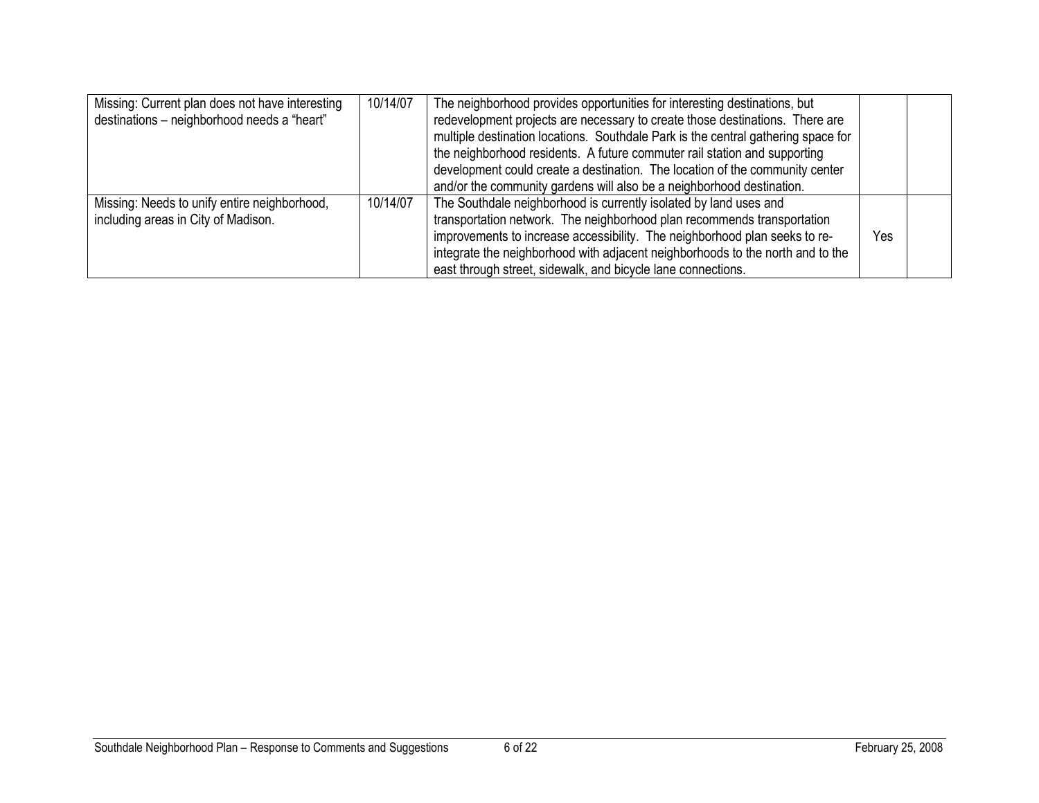| | | | | |
|---|---|---|---|---|
| Missing: Current plan does not have interesting destinations – neighborhood needs a "heart" | 10/14/07 | The neighborhood provides opportunities for interesting destinations, but redevelopment projects are necessary to create those destinations. There are multiple destination locations. Southdale Park is the central gathering space for the neighborhood residents. A future commuter rail station and supporting development could create a destination. The location of the community center and/or the community gardens will also be a neighborhood destination. | | |
| Missing: Needs to unify entire neighborhood, including areas in City of Madison. | 10/14/07 | The Southdale neighborhood is currently isolated by land uses and transportation network. The neighborhood plan recommends transportation improvements to increase accessibility. The neighborhood plan seeks to re-integrate the neighborhood with adjacent neighborhoods to the north and to the east through street, sidewalk, and bicycle lane connections. | Yes | |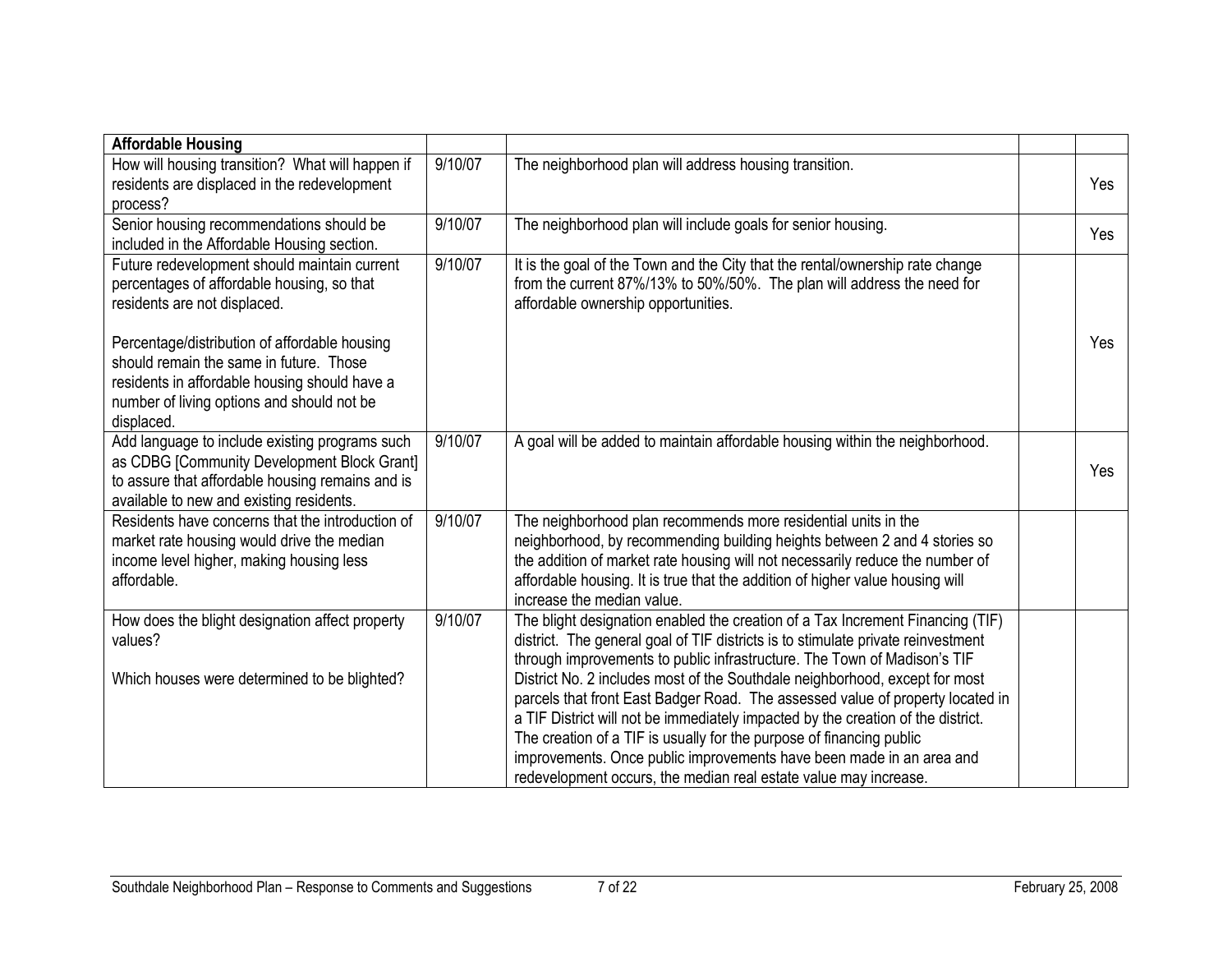| Affordable Housing | | | | |
|---|---|---|---|---|
| How will housing transition? What will happen if residents are displaced in the redevelopment process? | 9/10/07 | The neighborhood plan will address housing transition. | | Yes |
| Senior housing recommendations should be included in the Affordable Housing section. | 9/10/07 | The neighborhood plan will include goals for senior housing. | | Yes |
| Future redevelopment should maintain current percentages of affordable housing, so that residents are not displaced.<br><br>Percentage/distribution of affordable housing should remain the same in future. Those residents in affordable housing should have a number of living options and should not be displaced. | 9/10/07 | It is the goal of the Town and the City that the rental/ownership rate change from the current 87%/13% to 50%/50%. The plan will address the need for affordable ownership opportunities. | | Yes |
| Add language to include existing programs such as CDBG [Community Development Block Grant] to assure that affordable housing remains and is available to new and existing residents. | 9/10/07 | A goal will be added to maintain affordable housing within the neighborhood. | | Yes |
| Residents have concerns that the introduction of market rate housing would drive the median income level higher, making housing less affordable. | 9/10/07 | The neighborhood plan recommends more residential units in the neighborhood, by recommending building heights between 2 and 4 stories so the addition of market rate housing will not necessarily reduce the number of affordable housing. It is true that the addition of higher value housing will increase the median value. | | |
| How does the blight designation affect property values?<br><br>Which houses were determined to be blighted? | 9/10/07 | The blight designation enabled the creation of a Tax Increment Financing (TIF) district. The general goal of TIF districts is to stimulate private reinvestment through improvements to public infrastructure. The Town of Madison's TIF District No. 2 includes most of the Southdale neighborhood, except for most parcels that front East Badger Road. The assessed value of property located in a TIF District will not be immediately impacted by the creation of the district. The creation of a TIF is usually for the purpose of financing public improvements. Once public improvements have been made in an area and redevelopment occurs, the median real estate value may increase. | | |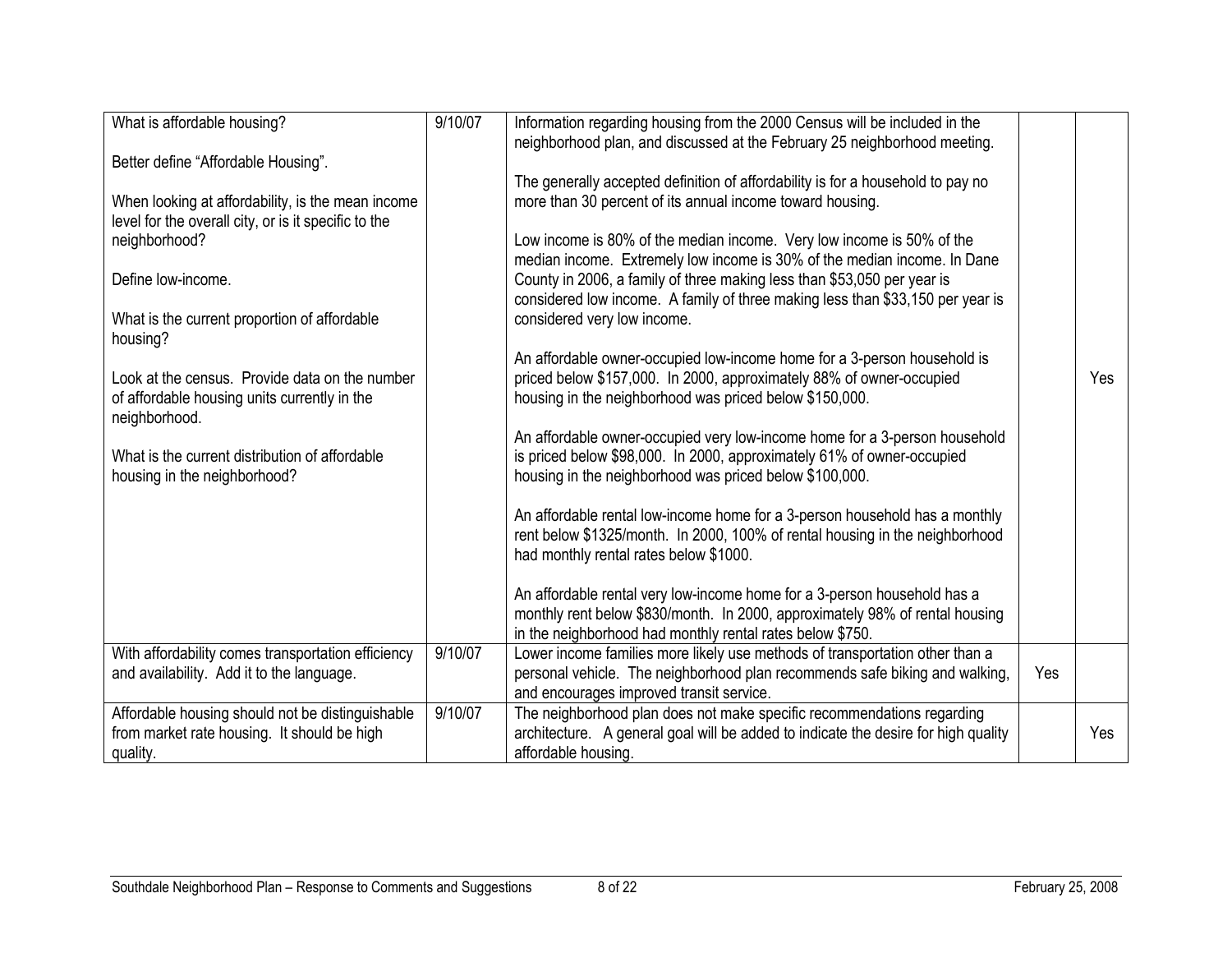| What is affordable housing?<br><br>Better define "Affordable Housing".<br><br>When looking at affordability, is the mean income level for the overall city, or is it specific to the neighborhood?<br><br>Define low-income.<br><br>What is the current proportion of affordable housing?<br><br>Look at the census. Provide data on the number of affordable housing units currently in the neighborhood.<br><br>What is the current distribution of affordable housing in the neighborhood? | 9/10/07 | Information regarding housing from the 2000 Census will be included in the neighborhood plan, and discussed at the February 25 neighborhood meeting.<br><br>The generally accepted definition of affordability is for a household to pay no more than 30 percent of its annual income toward housing.<br><br>Low income is 80% of the median income. Very low income is 50% of the median income. Extremely low income is 30% of the median income. In Dane County in 2006, a family of three making less than $53,050 per year is considered low income. A family of three making less than $33,150 per year is considered very low income.<br><br>An affordable owner-occupied low-income home for a 3-person household is priced below $157,000. In 2000, approximately 88% of owner-occupied housing in the neighborhood was priced below $150,000.<br><br>An affordable owner-occupied very low-income home for a 3-person household is priced below $98,000. In 2000, approximately 61% of owner-occupied housing in the neighborhood was priced below $100,000.<br><br>An affordable rental low-income home for a 3-person household has a monthly rent below $1325/month. In 2000, 100% of rental housing in the neighborhood had monthly rental rates below $1000.<br><br>An affordable rental very low-income home for a 3-person household has a monthly rent below $830/month. In 2000, approximately 98% of rental housing in the neighborhood had monthly rental rates below $750. | | Yes |
|---|---|---|---|---|
| With affordability comes transportation efficiency and availability. Add it to the language. | 9/10/07 | Lower income families more likely use methods of transportation other than a personal vehicle. The neighborhood plan recommends safe biking and walking, and encourages improved transit service. | Yes | |
| Affordable housing should not be distinguishable from market rate housing. It should be high quality. | 9/10/07 | The neighborhood plan does not make specific recommendations regarding architecture. A general goal will be added to indicate the desire for high quality affordable housing. | | Yes |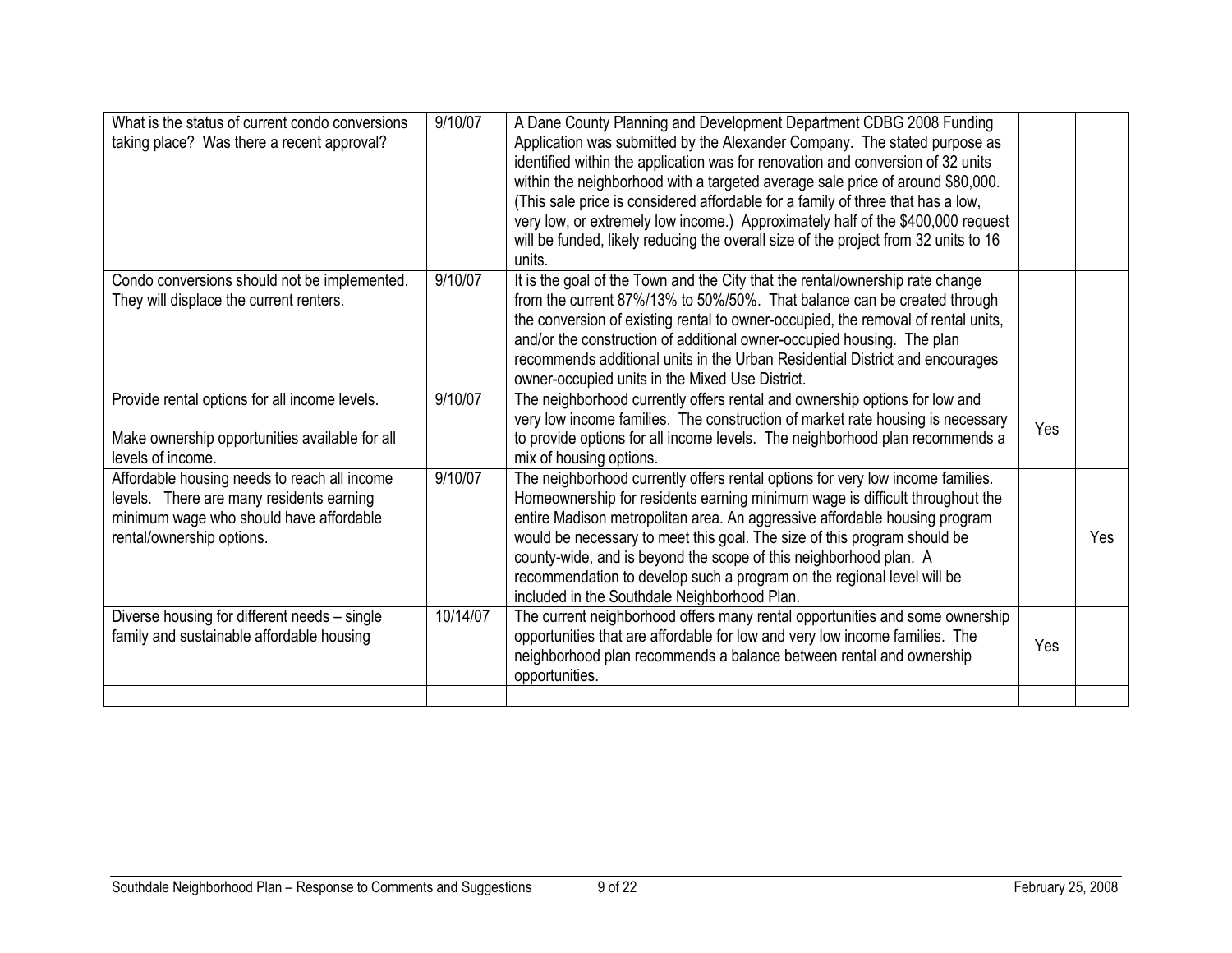| | | | | |
|---|---|---|---|---|
| What is the status of current condo conversions taking place? Was there a recent approval? | 9/10/07 | A Dane County Planning and Development Department CDBG 2008 Funding Application was submitted by the Alexander Company. The stated purpose as identified within the application was for renovation and conversion of 32 units within the neighborhood with a targeted average sale price of around $80,000. (This sale price is considered affordable for a family of three that has a low, very low, or extremely low income.) Approximately half of the $400,000 request will be funded, likely reducing the overall size of the project from 32 units to 16 units. | | |
| Condo conversions should not be implemented. They will displace the current renters. | 9/10/07 | It is the goal of the Town and the City that the rental/ownership rate change from the current 87%/13% to 50%/50%. That balance can be created through the conversion of existing rental to owner-occupied, the removal of rental units, and/or the construction of additional owner-occupied housing. The plan recommends additional units in the Urban Residential District and encourages owner-occupied units in the Mixed Use District. | | |
| Provide rental options for all income levels.<br><br>Make ownership opportunities available for all levels of income. | 9/10/07 | The neighborhood currently offers rental and ownership options for low and very low income families. The construction of market rate housing is necessary to provide options for all income levels. The neighborhood plan recommends a mix of housing options. | Yes | |
| Affordable housing needs to reach all income levels. There are many residents earning minimum wage who should have affordable rental/ownership options. | 9/10/07 | The neighborhood currently offers rental options for very low income families. Homeownership for residents earning minimum wage is difficult throughout the entire Madison metropolitan area. An aggressive affordable housing program would be necessary to meet this goal. The size of this program should be county-wide, and is beyond the scope of this neighborhood plan. A recommendation to develop such a program on the regional level will be included in the Southdale Neighborhood Plan. | | Yes |
| Diverse housing for different needs – single family and sustainable affordable housing | 10/14/07 | The current neighborhood offers many rental opportunities and some ownership opportunities that are affordable for low and very low income families. The neighborhood plan recommends a balance between rental and ownership opportunities. | Yes | |
| | | | | |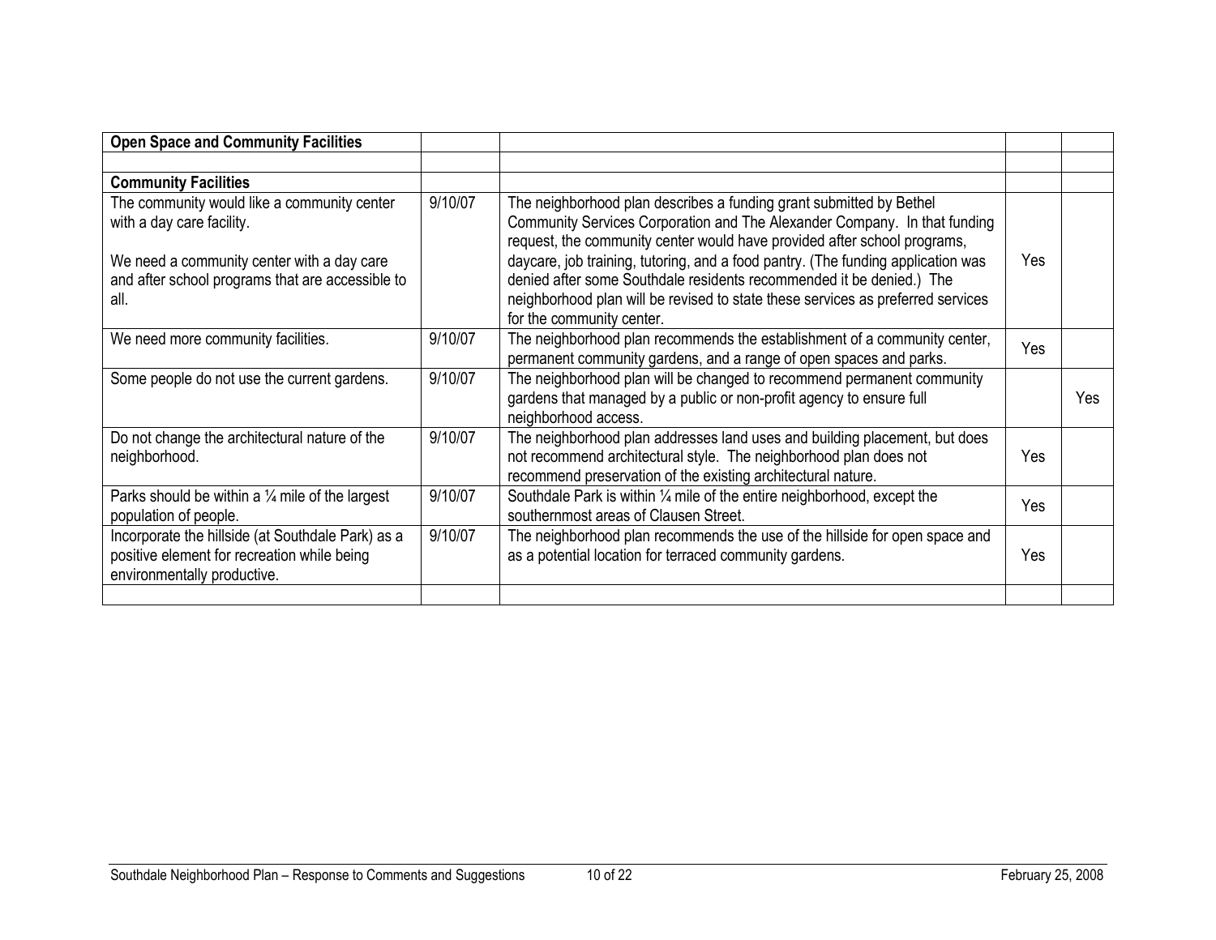| **Open Space and Community Facilities** | | | | |
|---|---|---|---|---|
| | | | | |
| **Community Facilities** | | | | |
| The community would like a community center with a day care facility.<br><br>We need a community center with a day care and after school programs that are accessible to all. | 9/10/07 | The neighborhood plan describes a funding grant submitted by Bethel Community Services Corporation and The Alexander Company. In that funding request, the community center would have provided after school programs, daycare, job training, tutoring, and a food pantry. (The funding application was denied after some Southdale residents recommended it be denied.) The neighborhood plan will be revised to state these services as preferred services for the community center. | Yes | |
| We need more community facilities. | 9/10/07 | The neighborhood plan recommends the establishment of a community center, permanent community gardens, and a range of open spaces and parks. | Yes | |
| Some people do not use the current gardens. | 9/10/07 | The neighborhood plan will be changed to recommend permanent community gardens that managed by a public or non-profit agency to ensure full neighborhood access. | | Yes |
| Do not change the architectural nature of the neighborhood. | 9/10/07 | The neighborhood plan addresses land uses and building placement, but does not recommend architectural style. The neighborhood plan does not recommend preservation of the existing architectural nature. | Yes | |
| Parks should be within a ¼ mile of the largest population of people. | 9/10/07 | Southdale Park is within ¼ mile of the entire neighborhood, except the southernmost areas of Clausen Street. | Yes | |
| Incorporate the hillside (at Southdale Park) as a positive element for recreation while being environmentally productive. | 9/10/07 | The neighborhood plan recommends the use of the hillside for open space and as a potential location for terraced community gardens. | Yes | |
| | | | | |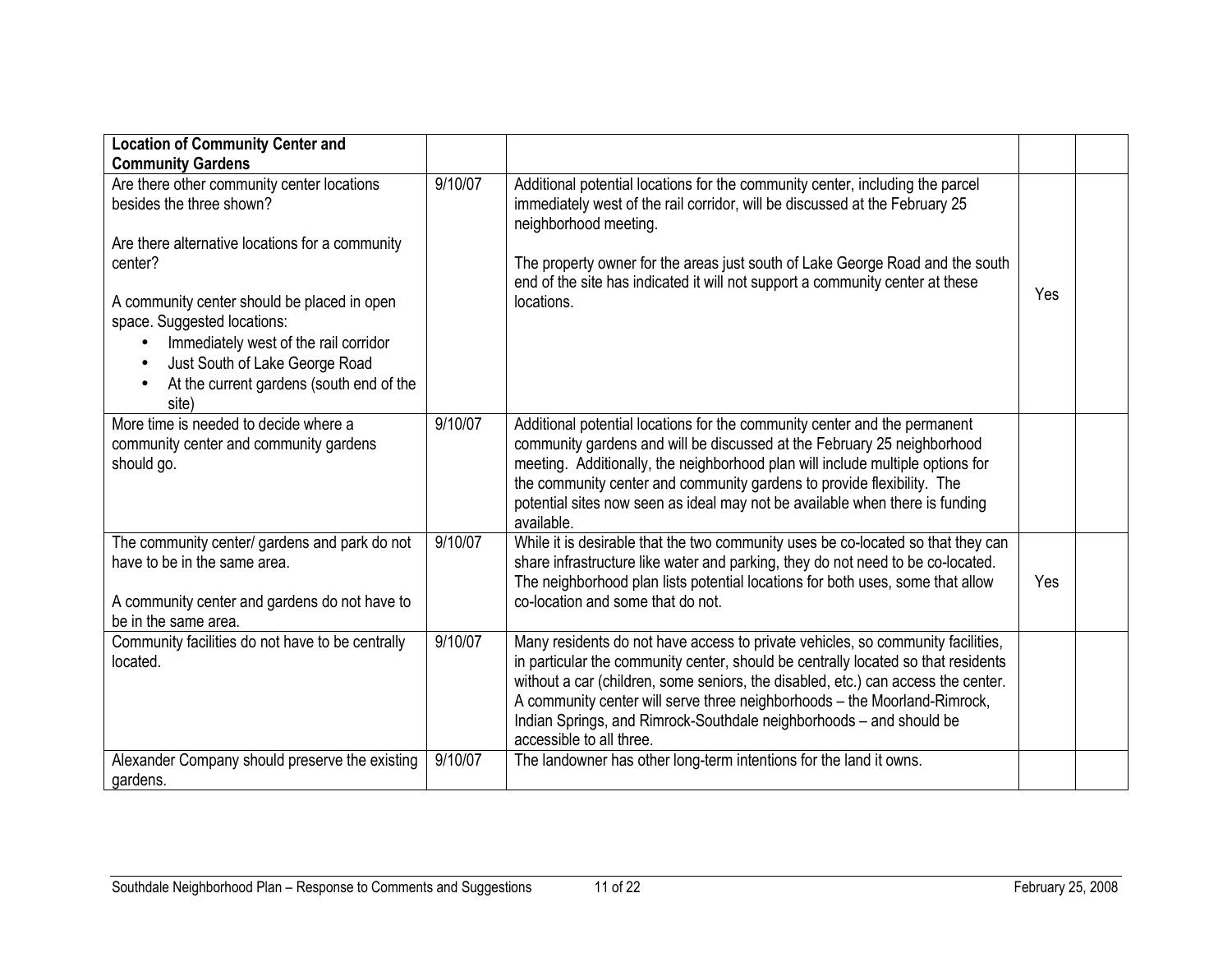| **Location of Community Center and Community Gardens** | | | | |
|---|---|---|---|---|
| Are there other community center locations besides the three shown?<br><br>Are there alternative locations for a community center?<br><br>A community center should be placed in open space. Suggested locations:<br>• Immediately west of the rail corridor<br>• Just South of Lake George Road<br>• At the current gardens (south end of the site) | 9/10/07 | Additional potential locations for the community center, including the parcel immediately west of the rail corridor, will be discussed at the February 25 neighborhood meeting.<br><br>The property owner for the areas just south of Lake George Road and the south end of the site has indicated it will not support a community center at these locations. | Yes | |
| More time is needed to decide where a community center and community gardens should go. | 9/10/07 | Additional potential locations for the community center and the permanent community gardens and will be discussed at the February 25 neighborhood meeting. Additionally, the neighborhood plan will include multiple options for the community center and community gardens to provide flexibility. The potential sites now seen as ideal may not be available when there is funding available. | | |
| The community center/ gardens and park do not have to be in the same area.<br><br>A community center and gardens do not have to be in the same area. | 9/10/07 | While it is desirable that the two community uses be co-located so that they can share infrastructure like water and parking, they do not need to be co-located. The neighborhood plan lists potential locations for both uses, some that allow co-location and some that do not. | Yes | |
| Community facilities do not have to be centrally located. | 9/10/07 | Many residents do not have access to private vehicles, so community facilities, in particular the community center, should be centrally located so that residents without a car (children, some seniors, the disabled, etc.) can access the center. A community center will serve three neighborhoods – the Moorland-Rimrock, Indian Springs, and Rimrock-Southdale neighborhoods – and should be accessible to all three. | | |
| Alexander Company should preserve the existing gardens. | 9/10/07 | The landowner has other long-term intentions for the land it owns. | | |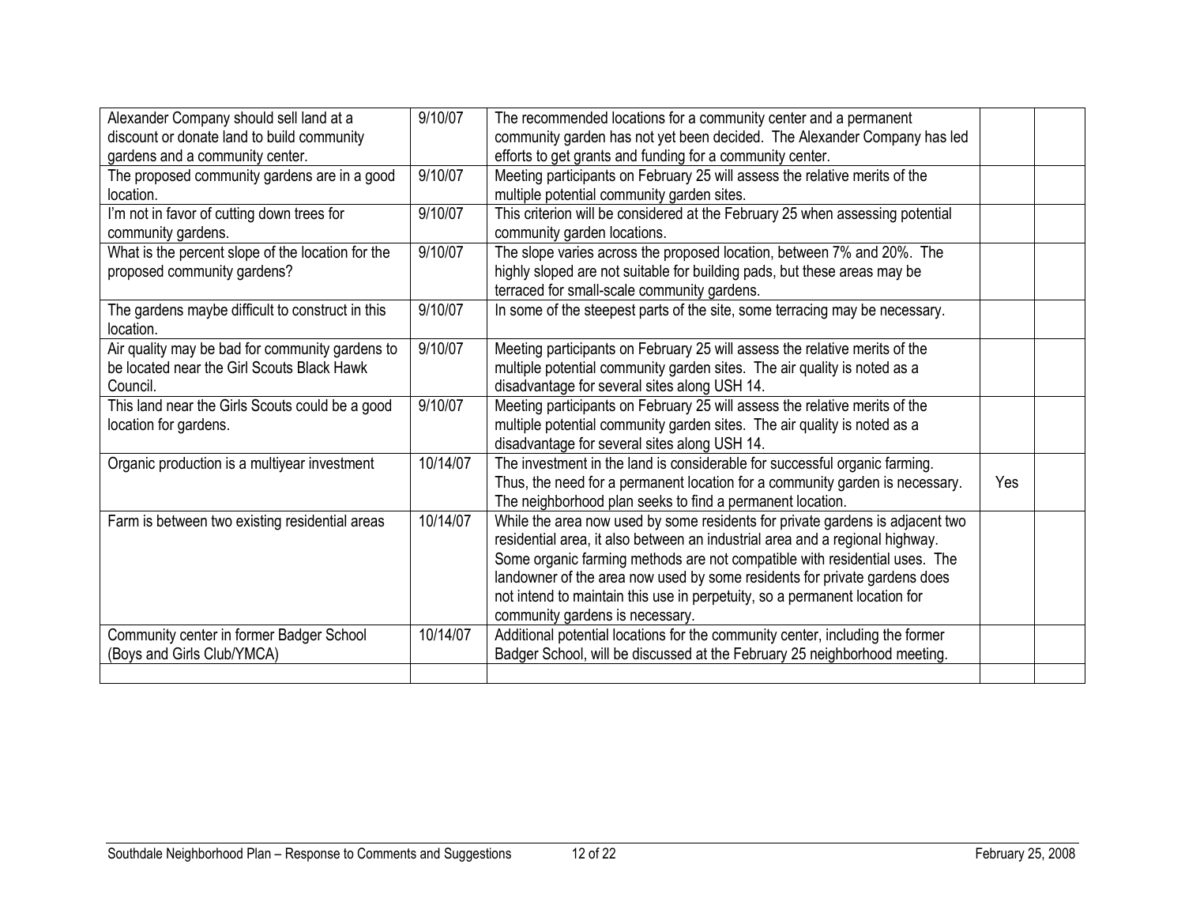| | | | | |
|---|---|---|---|---|
| Alexander Company should sell land at a discount or donate land to build community gardens and a community center. | 9/10/07 | The recommended locations for a community center and a permanent community garden has not yet been decided. The Alexander Company has led efforts to get grants and funding for a community center. | | |
| The proposed community gardens are in a good location. | 9/10/07 | Meeting participants on February 25 will assess the relative merits of the multiple potential community garden sites. | | |
| I'm not in favor of cutting down trees for community gardens. | 9/10/07 | This criterion will be considered at the February 25 when assessing potential community garden locations. | | |
| What is the percent slope of the location for the proposed community gardens? | 9/10/07 | The slope varies across the proposed location, between 7% and 20%. The highly sloped are not suitable for building pads, but these areas may be terraced for small-scale community gardens. | | |
| The gardens maybe difficult to construct in this location. | 9/10/07 | In some of the steepest parts of the site, some terracing may be necessary. | | |
| Air quality may be bad for community gardens to be located near the Girl Scouts Black Hawk Council. | 9/10/07 | Meeting participants on February 25 will assess the relative merits of the multiple potential community garden sites. The air quality is noted as a disadvantage for several sites along USH 14. | | |
| This land near the Girls Scouts could be a good location for gardens. | 9/10/07 | Meeting participants on February 25 will assess the relative merits of the multiple potential community garden sites. The air quality is noted as a disadvantage for several sites along USH 14. | | |
| Organic production is a multiyear investment | 10/14/07 | The investment in the land is considerable for successful organic farming. Thus, the need for a permanent location for a community garden is necessary. The neighborhood plan seeks to find a permanent location. | Yes | |
| Farm is between two existing residential areas | 10/14/07 | While the area now used by some residents for private gardens is adjacent two residential area, it also between an industrial area and a regional highway. Some organic farming methods are not compatible with residential uses. The landowner of the area now used by some residents for private gardens does not intend to maintain this use in perpetuity, so a permanent location for community gardens is necessary. | | |
| Community center in former Badger School (Boys and Girls Club/YMCA) | 10/14/07 | Additional potential locations for the community center, including the former Badger School, will be discussed at the February 25 neighborhood meeting. | | |
| | | | | |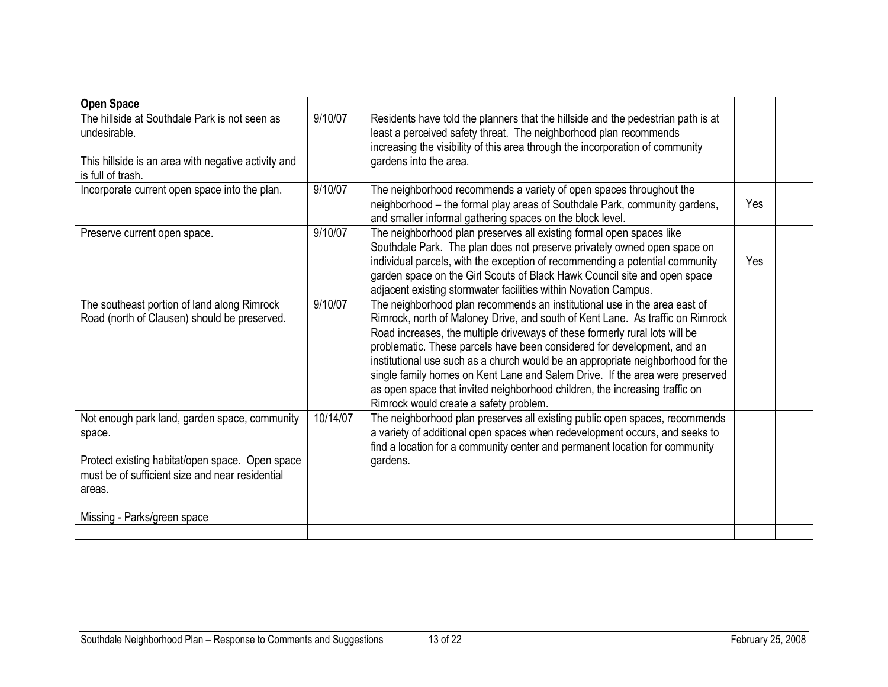| Open Space | | | | |
|---|---|---|---|---|
| The hillside at Southdale Park is not seen as undesirable.<br><br>This hillside is an area with negative activity and is full of trash. | 9/10/07 | Residents have told the planners that the hillside and the pedestrian path is at least a perceived safety threat. The neighborhood plan recommends increasing the visibility of this area through the incorporation of community gardens into the area. | | |
| Incorporate current open space into the plan. | 9/10/07 | The neighborhood recommends a variety of open spaces throughout the neighborhood – the formal play areas of Southdale Park, community gardens, and smaller informal gathering spaces on the block level. | Yes | |
| Preserve current open space. | 9/10/07 | The neighborhood plan preserves all existing formal open spaces like Southdale Park. The plan does not preserve privately owned open space on individual parcels, with the exception of recommending a potential community garden space on the Girl Scouts of Black Hawk Council site and open space adjacent existing stormwater facilities within Novation Campus. | Yes | |
| The southeast portion of land along Rimrock Road (north of Clausen) should be preserved. | 9/10/07 | The neighborhood plan recommends an institutional use in the area east of Rimrock, north of Maloney Drive, and south of Kent Lane. As traffic on Rimrock Road increases, the multiple driveways of these formerly rural lots will be problematic. These parcels have been considered for development, and an institutional use such as a church would be an appropriate neighborhood for the single family homes on Kent Lane and Salem Drive. If the area were preserved as open space that invited neighborhood children, the increasing traffic on Rimrock would create a safety problem. | | |
| Not enough park land, garden space, community space.<br><br>Protect existing habitat/open space. Open space must be of sufficient size and near residential areas.<br><br>Missing - Parks/green space | 10/14/07 | The neighborhood plan preserves all existing public open spaces, recommends a variety of additional open spaces when redevelopment occurs, and seeks to find a location for a community center and permanent location for community gardens. | | |
| | | | | |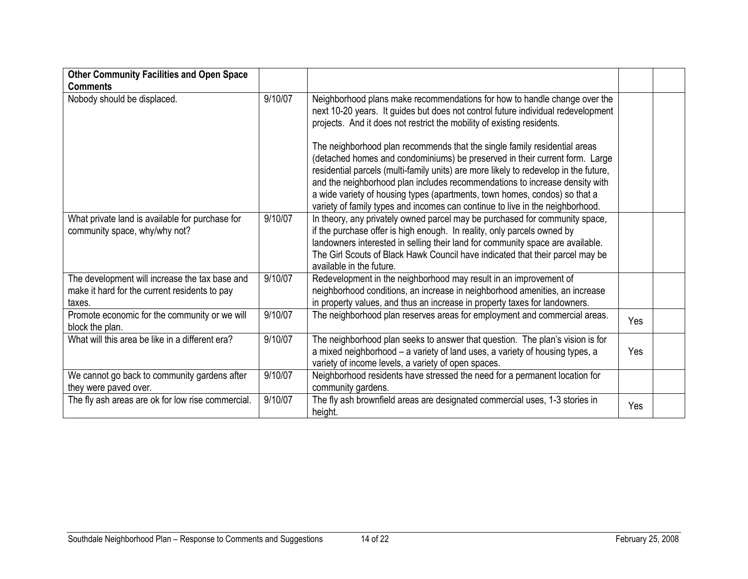| **Other Community Facilities and Open Space Comments** | | | | |
|---|---|---|---|---|
| Nobody should be displaced. | 9/10/07 | Neighborhood plans make recommendations for how to handle change over the next 10-20 years. It guides but does not control future individual redevelopment projects. And it does not restrict the mobility of existing residents.<br><br>The neighborhood plan recommends that the single family residential areas (detached homes and condominiums) be preserved in their current form. Large residential parcels (multi-family units) are more likely to redevelop in the future, and the neighborhood plan includes recommendations to increase density with a wide variety of housing types (apartments, town homes, condos) so that a variety of family types and incomes can continue to live in the neighborhood. | | |
| What private land is available for purchase for community space, why/why not? | 9/10/07 | In theory, any privately owned parcel may be purchased for community space, if the purchase offer is high enough. In reality, only parcels owned by landowners interested in selling their land for community space are available. The Girl Scouts of Black Hawk Council have indicated that their parcel may be available in the future. | | |
| The development will increase the tax base and make it hard for the current residents to pay taxes. | 9/10/07 | Redevelopment in the neighborhood may result in an improvement of neighborhood conditions, an increase in neighborhood amenities, an increase in property values, and thus an increase in property taxes for landowners. | | |
| Promote economic for the community or we will block the plan. | 9/10/07 | The neighborhood plan reserves areas for employment and commercial areas. | Yes | |
| What will this area be like in a different era? | 9/10/07 | The neighborhood plan seeks to answer that question. The plan's vision is for a mixed neighborhood – a variety of land uses, a variety of housing types, a variety of income levels, a variety of open spaces. | Yes | |
| We cannot go back to community gardens after they were paved over. | 9/10/07 | Neighborhood residents have stressed the need for a permanent location for community gardens. | | |
| The fly ash areas are ok for low rise commercial. | 9/10/07 | The fly ash brownfield areas are designated commercial uses, 1-3 stories in height. | Yes | |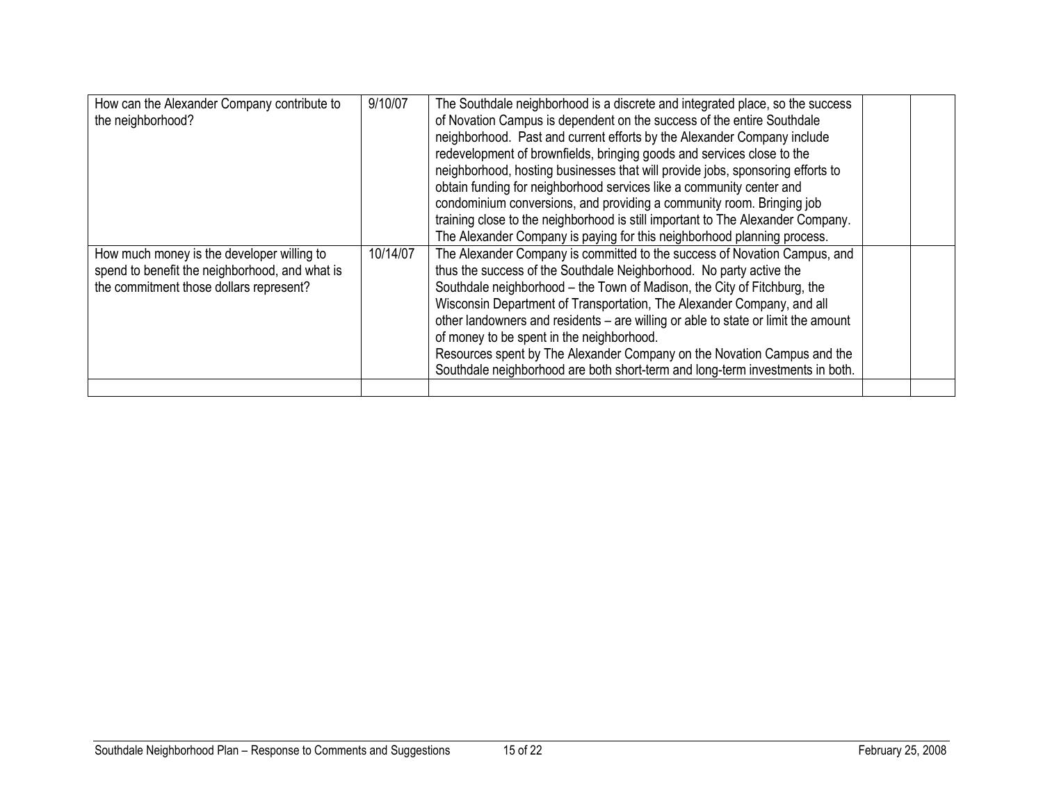| | | | | |
|---|---|---|---|---|
| How can the Alexander Company contribute to the neighborhood? | 9/10/07 | The Southdale neighborhood is a discrete and integrated place, so the success of Novation Campus is dependent on the success of the entire Southdale neighborhood. Past and current efforts by the Alexander Company include redevelopment of brownfields, bringing goods and services close to the neighborhood, hosting businesses that will provide jobs, sponsoring efforts to obtain funding for neighborhood services like a community center and condominium conversions, and providing a community room. Bringing job training close to the neighborhood is still important to The Alexander Company. The Alexander Company is paying for this neighborhood planning process. | | |
| How much money is the developer willing to spend to benefit the neighborhood, and what is the commitment those dollars represent? | 10/14/07 | The Alexander Company is committed to the success of Novation Campus, and thus the success of the Southdale Neighborhood. No party active the Southdale neighborhood – the Town of Madison, the City of Fitchburg, the Wisconsin Department of Transportation, The Alexander Company, and all other landowners and residents – are willing or able to state or limit the amount of money to be spent in the neighborhood.<br>Resources spent by The Alexander Company on the Novation Campus and the Southdale neighborhood are both short-term and long-term investments in both. | | |
| | | | | |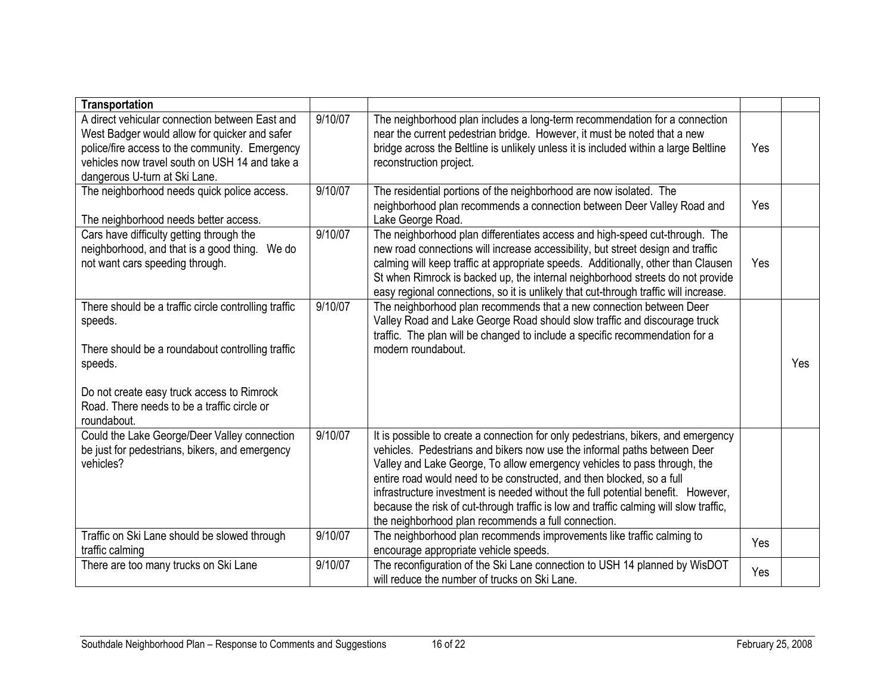| Transportation | | | | |
|---|---|---|---|---|
| A direct vehicular connection between East and West Badger would allow for quicker and safer police/fire access to the community. Emergency vehicles now travel south on USH 14 and take a dangerous U-turn at Ski Lane. | 9/10/07 | The neighborhood plan includes a long-term recommendation for a connection near the current pedestrian bridge. However, it must be noted that a new bridge across the Beltline is unlikely unless it is included within a large Beltline reconstruction project. | Yes | |
| The neighborhood needs quick police access.<br><br>The neighborhood needs better access. | 9/10/07 | The residential portions of the neighborhood are now isolated. The neighborhood plan recommends a connection between Deer Valley Road and Lake George Road. | Yes | |
| Cars have difficulty getting through the neighborhood, and that is a good thing. We do not want cars speeding through. | 9/10/07 | The neighborhood plan differentiates access and high-speed cut-through. The new road connections will increase accessibility, but street design and traffic calming will keep traffic at appropriate speeds. Additionally, other than Clausen St when Rimrock is backed up, the internal neighborhood streets do not provide easy regional connections, so it is unlikely that cut-through traffic will increase. | Yes | |
| There should be a traffic circle controlling traffic speeds.<br><br>There should be a roundabout controlling traffic speeds.<br><br>Do not create easy truck access to Rimrock Road. There needs to be a traffic circle or roundabout. | 9/10/07 | The neighborhood plan recommends that a new connection between Deer Valley Road and Lake George Road should slow traffic and discourage truck traffic. The plan will be changed to include a specific recommendation for a modern roundabout. | | Yes |
| Could the Lake George/Deer Valley connection be just for pedestrians, bikers, and emergency vehicles? | 9/10/07 | It is possible to create a connection for only pedestrians, bikers, and emergency vehicles. Pedestrians and bikers now use the informal paths between Deer Valley and Lake George, To allow emergency vehicles to pass through, the entire road would need to be constructed, and then blocked, so a full infrastructure investment is needed without the full potential benefit. However, because the risk of cut-through traffic is low and traffic calming will slow traffic, the neighborhood plan recommends a full connection. | | |
| Traffic on Ski Lane should be slowed through traffic calming | 9/10/07 | The neighborhood plan recommends improvements like traffic calming to encourage appropriate vehicle speeds. | Yes | |
| There are too many trucks on Ski Lane | 9/10/07 | The reconfiguration of the Ski Lane connection to USH 14 planned by WisDOT will reduce the number of trucks on Ski Lane. | Yes | |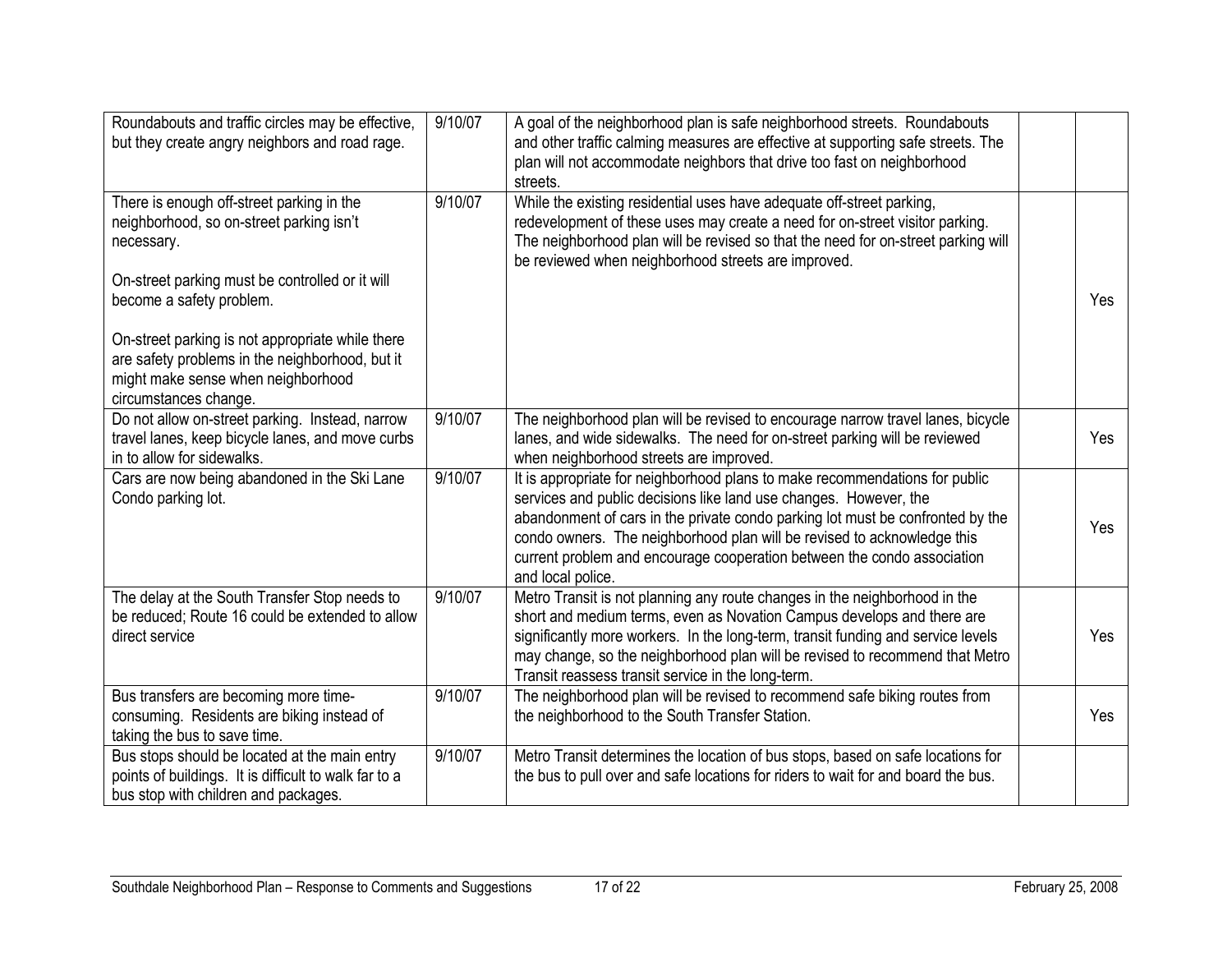| | | | | |
|---|---|---|---|---|
| Roundabouts and traffic circles may be effective, but they create angry neighbors and road rage. | 9/10/07 | A goal of the neighborhood plan is safe neighborhood streets. Roundabouts and other traffic calming measures are effective at supporting safe streets. The plan will not accommodate neighbors that drive too fast on neighborhood streets. | | |
| There is enough off-street parking in the neighborhood, so on-street parking isn't necessary.<br><br>On-street parking must be controlled or it will become a safety problem.<br><br>On-street parking is not appropriate while there are safety problems in the neighborhood, but it might make sense when neighborhood circumstances change. | 9/10/07 | While the existing residential uses have adequate off-street parking, redevelopment of these uses may create a need for on-street visitor parking. The neighborhood plan will be revised so that the need for on-street parking will be reviewed when neighborhood streets are improved. | | Yes |
| Do not allow on-street parking. Instead, narrow travel lanes, keep bicycle lanes, and move curbs in to allow for sidewalks. | 9/10/07 | The neighborhood plan will be revised to encourage narrow travel lanes, bicycle lanes, and wide sidewalks. The need for on-street parking will be reviewed when neighborhood streets are improved. | | Yes |
| Cars are now being abandoned in the Ski Lane Condo parking lot. | 9/10/07 | It is appropriate for neighborhood plans to make recommendations for public services and public decisions like land use changes. However, the abandonment of cars in the private condo parking lot must be confronted by the condo owners. The neighborhood plan will be revised to acknowledge this current problem and encourage cooperation between the condo association and local police. | | Yes |
| The delay at the South Transfer Stop needs to be reduced; Route 16 could be extended to allow direct service | 9/10/07 | Metro Transit is not planning any route changes in the neighborhood in the short and medium terms, even as Novation Campus develops and there are significantly more workers. In the long-term, transit funding and service levels may change, so the neighborhood plan will be revised to recommend that Metro Transit reassess transit service in the long-term. | | Yes |
| Bus transfers are becoming more time-consuming. Residents are biking instead of taking the bus to save time. | 9/10/07 | The neighborhood plan will be revised to recommend safe biking routes from the neighborhood to the South Transfer Station. | | Yes |
| Bus stops should be located at the main entry points of buildings. It is difficult to walk far to a bus stop with children and packages. | 9/10/07 | Metro Transit determines the location of bus stops, based on safe locations for the bus to pull over and safe locations for riders to wait for and board the bus. | | |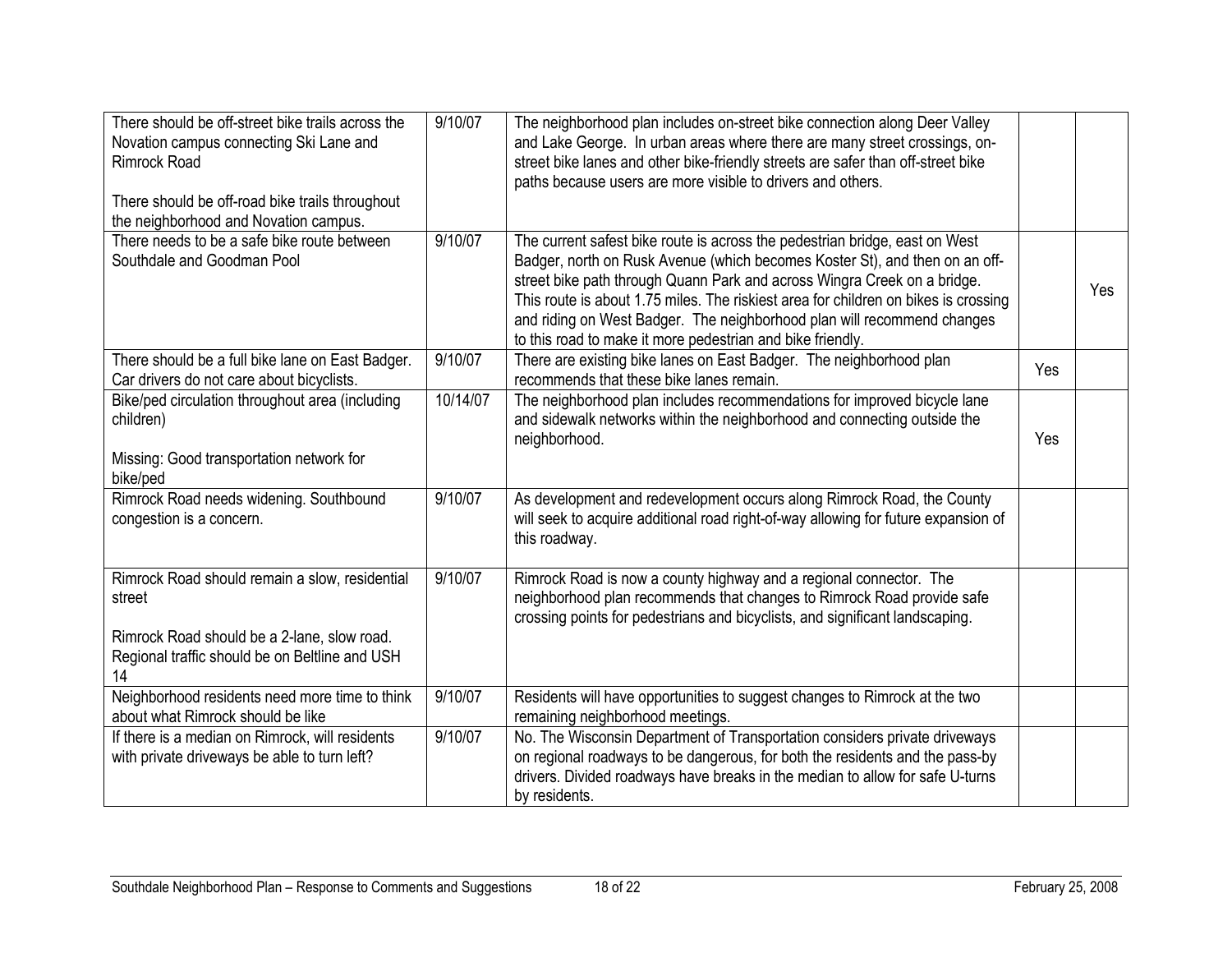| | | | | |
|---|---|---|---|---|
| There should be off-street bike trails across the Novation campus connecting Ski Lane and Rimrock Road<br><br>There should be off-road bike trails throughout the neighborhood and Novation campus. | 9/10/07 | The neighborhood plan includes on-street bike connection along Deer Valley and Lake George. In urban areas where there are many street crossings, on-street bike lanes and other bike-friendly streets are safer than off-street bike paths because users are more visible to drivers and others. | | |
| There needs to be a safe bike route between Southdale and Goodman Pool | 9/10/07 | The current safest bike route is across the pedestrian bridge, east on West Badger, north on Rusk Avenue (which becomes Koster St), and then on an off-street bike path through Quann Park and across Wingra Creek on a bridge. This route is about 1.75 miles. The riskiest area for children on bikes is crossing and riding on West Badger. The neighborhood plan will recommend changes to this road to make it more pedestrian and bike friendly. | | Yes |
| There should be a full bike lane on East Badger. Car drivers do not care about bicyclists. | 9/10/07 | There are existing bike lanes on East Badger. The neighborhood plan recommends that these bike lanes remain. | Yes | |
| Bike/ped circulation throughout area (including children)<br><br>Missing: Good transportation network for bike/ped | 10/14/07 | The neighborhood plan includes recommendations for improved bicycle lane and sidewalk networks within the neighborhood and connecting outside the neighborhood. | Yes | |
| Rimrock Road needs widening. Southbound congestion is a concern. | 9/10/07 | As development and redevelopment occurs along Rimrock Road, the County will seek to acquire additional road right-of-way allowing for future expansion of this roadway. | | |
| Rimrock Road should remain a slow, residential street<br><br>Rimrock Road should be a 2-lane, slow road. Regional traffic should be on Beltline and USH 14 | 9/10/07 | Rimrock Road is now a county highway and a regional connector. The neighborhood plan recommends that changes to Rimrock Road provide safe crossing points for pedestrians and bicyclists, and significant landscaping. | | |
| Neighborhood residents need more time to think about what Rimrock should be like | 9/10/07 | Residents will have opportunities to suggest changes to Rimrock at the two remaining neighborhood meetings. | | |
| If there is a median on Rimrock, will residents with private driveways be able to turn left? | 9/10/07 | No. The Wisconsin Department of Transportation considers private driveways on regional roadways to be dangerous, for both the residents and the pass-by drivers. Divided roadways have breaks in the median to allow for safe U-turns by residents. | | |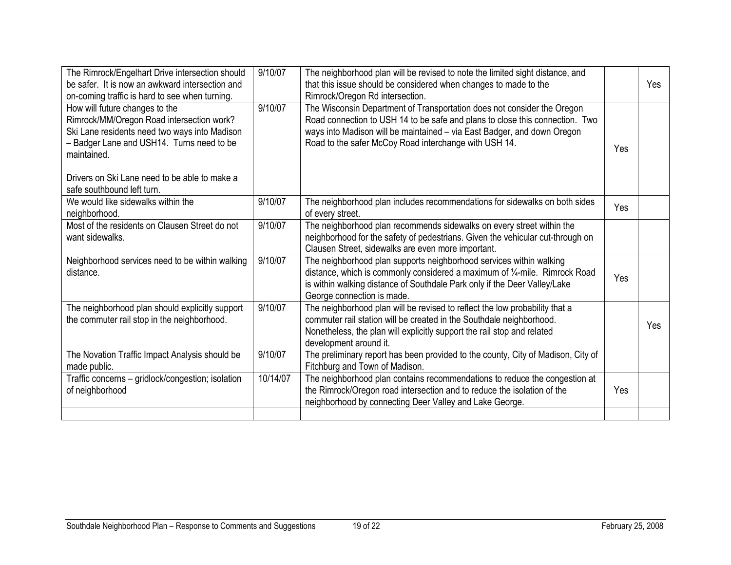| | | | | |
|---|---|---|---|---|
| The Rimrock/Engelhart Drive intersection should be safer. It is now an awkward intersection and on-coming traffic is hard to see when turning. | 9/10/07 | The neighborhood plan will be revised to note the limited sight distance, and that this issue should be considered when changes to made to the Rimrock/Oregon Rd intersection. | | Yes |
| How will future changes to the Rimrock/MM/Oregon Road intersection work? Ski Lane residents need two ways into Madison – Badger Lane and USH14. Turns need to be maintained.<br><br>Drivers on Ski Lane need to be able to make a safe southbound left turn. | 9/10/07 | The Wisconsin Department of Transportation does not consider the Oregon Road connection to USH 14 to be safe and plans to close this connection. Two ways into Madison will be maintained – via East Badger, and down Oregon Road to the safer McCoy Road interchange with USH 14. | Yes | |
| We would like sidewalks within the neighborhood. | 9/10/07 | The neighborhood plan includes recommendations for sidewalks on both sides of every street. | Yes | |
| Most of the residents on Clausen Street do not want sidewalks. | 9/10/07 | The neighborhood plan recommends sidewalks on every street within the neighborhood for the safety of pedestrians. Given the vehicular cut-through on Clausen Street, sidewalks are even more important. | | |
| Neighborhood services need to be within walking distance. | 9/10/07 | The neighborhood plan supports neighborhood services within walking distance, which is commonly considered a maximum of ¼-mile. Rimrock Road is within walking distance of Southdale Park only if the Deer Valley/Lake George connection is made. | Yes | |
| The neighborhood plan should explicitly support the commuter rail stop in the neighborhood. | 9/10/07 | The neighborhood plan will be revised to reflect the low probability that a commuter rail station will be created in the Southdale neighborhood. Nonetheless, the plan will explicitly support the rail stop and related development around it. | | Yes |
| The Novation Traffic Impact Analysis should be made public. | 9/10/07 | The preliminary report has been provided to the county, City of Madison, City of Fitchburg and Town of Madison. | | |
| Traffic concerns – gridlock/congestion; isolation of neighborhood | 10/14/07 | The neighborhood plan contains recommendations to reduce the congestion at the Rimrock/Oregon road intersection and to reduce the isolation of the neighborhood by connecting Deer Valley and Lake George. | Yes | |
| | | | | |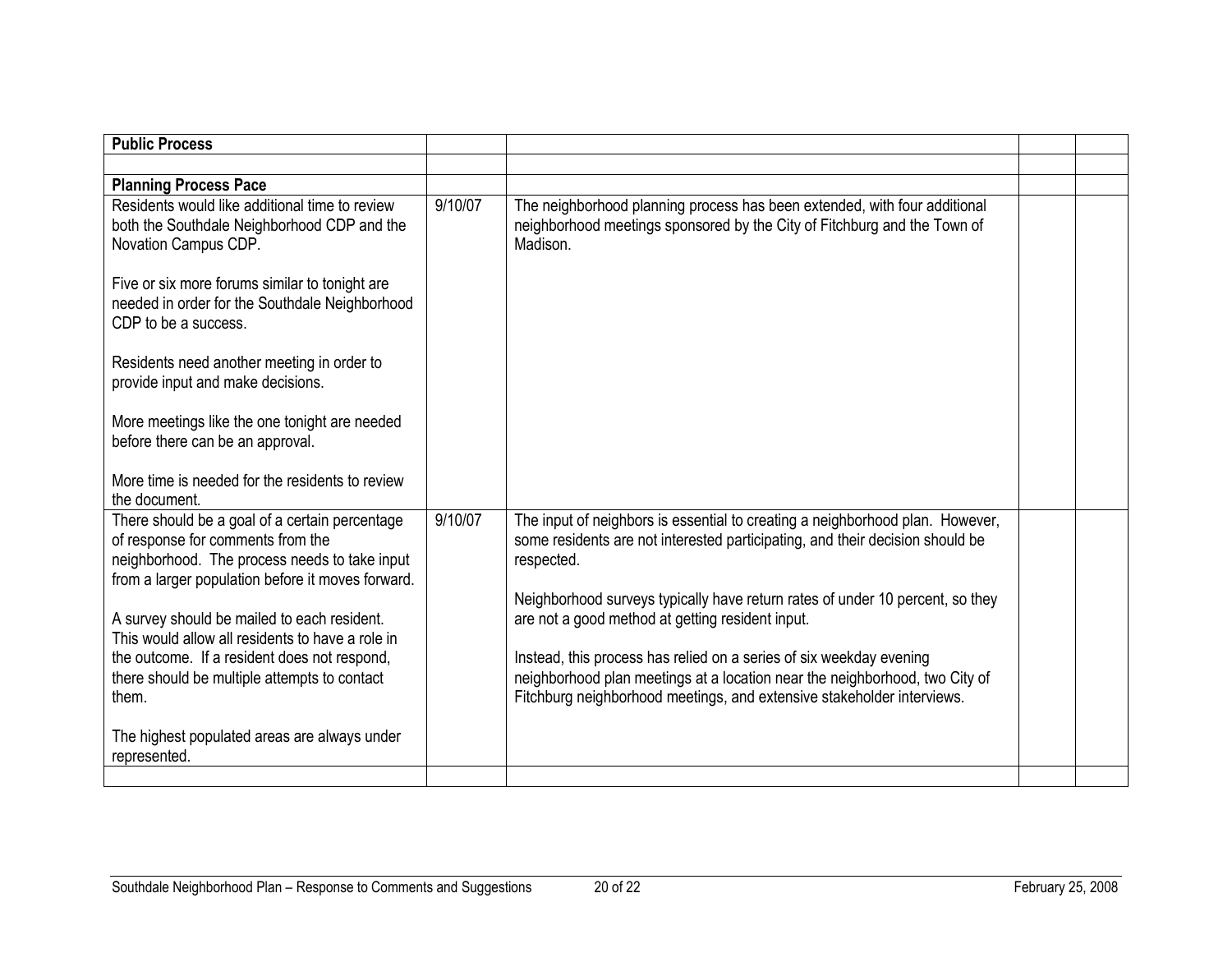| Public Process | | | | |
|---|---|---|---|---|
| | | | | |
| **Planning Process Pace** | | | | |
| Residents would like additional time to review both the Southdale Neighborhood CDP and the Novation Campus CDP.<br><br>Five or six more forums similar to tonight are needed in order for the Southdale Neighborhood CDP to be a success.<br><br>Residents need another meeting in order to provide input and make decisions.<br><br>More meetings like the one tonight are needed before there can be an approval.<br><br>More time is needed for the residents to review the document. | 9/10/07 | The neighborhood planning process has been extended, with four additional neighborhood meetings sponsored by the City of Fitchburg and the Town of Madison. | | |
| There should be a goal of a certain percentage of response for comments from the neighborhood. The process needs to take input from a larger population before it moves forward.<br><br>A survey should be mailed to each resident. This would allow all residents to have a role in the outcome. If a resident does not respond, there should be multiple attempts to contact them.<br><br>The highest populated areas are always under represented. | 9/10/07 | The input of neighbors is essential to creating a neighborhood plan. However, some residents are not interested participating, and their decision should be respected.<br><br>Neighborhood surveys typically have return rates of under 10 percent, so they are not a good method at getting resident input.<br><br>Instead, this process has relied on a series of six weekday evening neighborhood plan meetings at a location near the neighborhood, two City of Fitchburg neighborhood meetings, and extensive stakeholder interviews. | | |
| | | | | |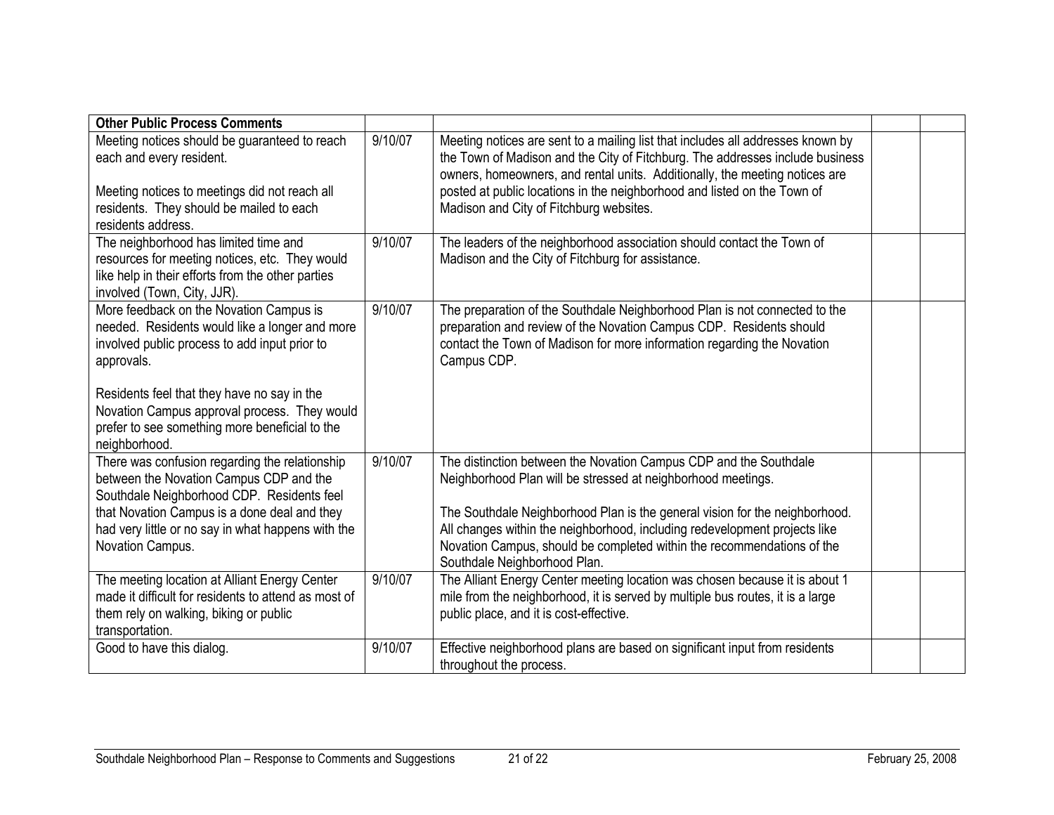| Other Public Process Comments | | | | |
|---|---|---|---|---|
| Meeting notices should be guaranteed to reach each and every resident.<br><br>Meeting notices to meetings did not reach all residents. They should be mailed to each residents address. | 9/10/07 | Meeting notices are sent to a mailing list that includes all addresses known by the Town of Madison and the City of Fitchburg. The addresses include business owners, homeowners, and rental units. Additionally, the meeting notices are posted at public locations in the neighborhood and listed on the Town of Madison and City of Fitchburg websites. | | |
| The neighborhood has limited time and resources for meeting notices, etc. They would like help in their efforts from the other parties involved (Town, City, JJR). | 9/10/07 | The leaders of the neighborhood association should contact the Town of Madison and the City of Fitchburg for assistance. | | |
| More feedback on the Novation Campus is needed. Residents would like a longer and more involved public process to add input prior to approvals.<br><br>Residents feel that they have no say in the Novation Campus approval process. They would prefer to see something more beneficial to the neighborhood. | 9/10/07 | The preparation of the Southdale Neighborhood Plan is not connected to the preparation and review of the Novation Campus CDP. Residents should contact the Town of Madison for more information regarding the Novation Campus CDP. | | |
| There was confusion regarding the relationship between the Novation Campus CDP and the Southdale Neighborhood CDP. Residents feel that Novation Campus is a done deal and they had very little or no say in what happens with the Novation Campus. | 9/10/07 | The distinction between the Novation Campus CDP and the Southdale Neighborhood Plan will be stressed at neighborhood meetings.<br><br>The Southdale Neighborhood Plan is the general vision for the neighborhood. All changes within the neighborhood, including redevelopment projects like Novation Campus, should be completed within the recommendations of the Southdale Neighborhood Plan. | | |
| The meeting location at Alliant Energy Center made it difficult for residents to attend as most of them rely on walking, biking or public transportation. | 9/10/07 | The Alliant Energy Center meeting location was chosen because it is about 1 mile from the neighborhood, it is served by multiple bus routes, it is a large public place, and it is cost-effective. | | |
| Good to have this dialog. | 9/10/07 | Effective neighborhood plans are based on significant input from residents throughout the process. | | |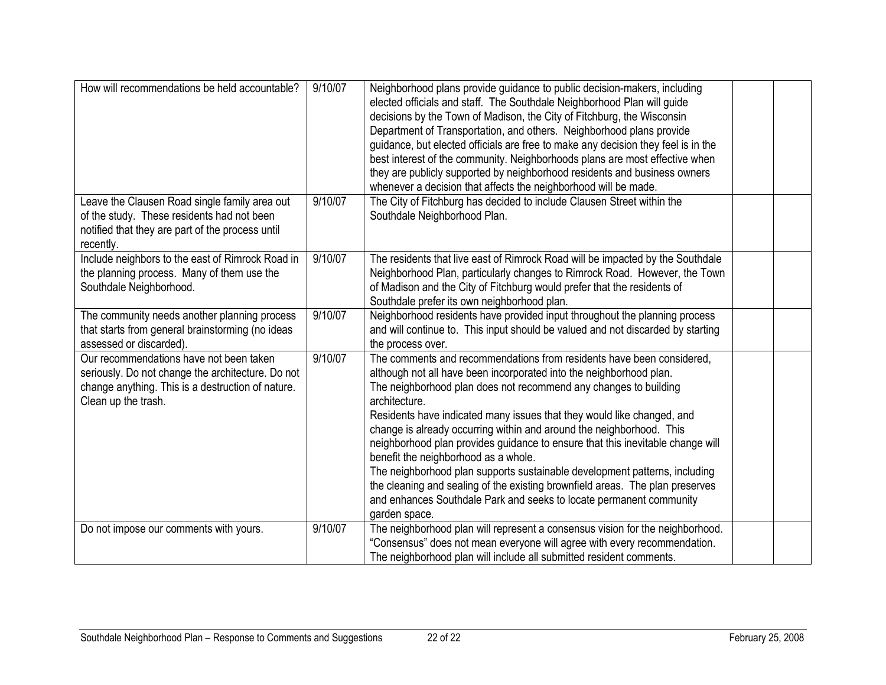| | | | | |
|---|---|---|---|---|
| How will recommendations be held accountable? | 9/10/07 | Neighborhood plans provide guidance to public decision-makers, including elected officials and staff. The Southdale Neighborhood Plan will guide decisions by the Town of Madison, the City of Fitchburg, the Wisconsin Department of Transportation, and others. Neighborhood plans provide guidance, but elected officials are free to make any decision they feel is in the best interest of the community. Neighborhoods plans are most effective when they are publicly supported by neighborhood residents and business owners whenever a decision that affects the neighborhood will be made. | | |
| Leave the Clausen Road single family area out of the study. These residents had not been notified that they are part of the process until recently. | 9/10/07 | The City of Fitchburg has decided to include Clausen Street within the Southdale Neighborhood Plan. | | |
| Include neighbors to the east of Rimrock Road in the planning process. Many of them use the Southdale Neighborhood. | 9/10/07 | The residents that live east of Rimrock Road will be impacted by the Southdale Neighborhood Plan, particularly changes to Rimrock Road. However, the Town of Madison and the City of Fitchburg would prefer that the residents of Southdale prefer its own neighborhood plan. | | |
| The community needs another planning process that starts from general brainstorming (no ideas assessed or discarded). | 9/10/07 | Neighborhood residents have provided input throughout the planning process and will continue to. This input should be valued and not discarded by starting the process over. | | |
| Our recommendations have not been taken seriously. Do not change the architecture. Do not change anything. This is a destruction of nature. Clean up the trash. | 9/10/07 | The comments and recommendations from residents have been considered, although not all have been incorporated into the neighborhood plan.<br>The neighborhood plan does not recommend any changes to building architecture.<br>Residents have indicated many issues that they would like changed, and change is already occurring within and around the neighborhood. This neighborhood plan provides guidance to ensure that this inevitable change will benefit the neighborhood as a whole.<br>The neighborhood plan supports sustainable development patterns, including the cleaning and sealing of the existing brownfield areas. The plan preserves and enhances Southdale Park and seeks to locate permanent community garden space. | | |
| Do not impose our comments with yours. | 9/10/07 | The neighborhood plan will represent a consensus vision for the neighborhood. "Consensus" does not mean everyone will agree with every recommendation. The neighborhood plan will include all submitted resident comments. | | |